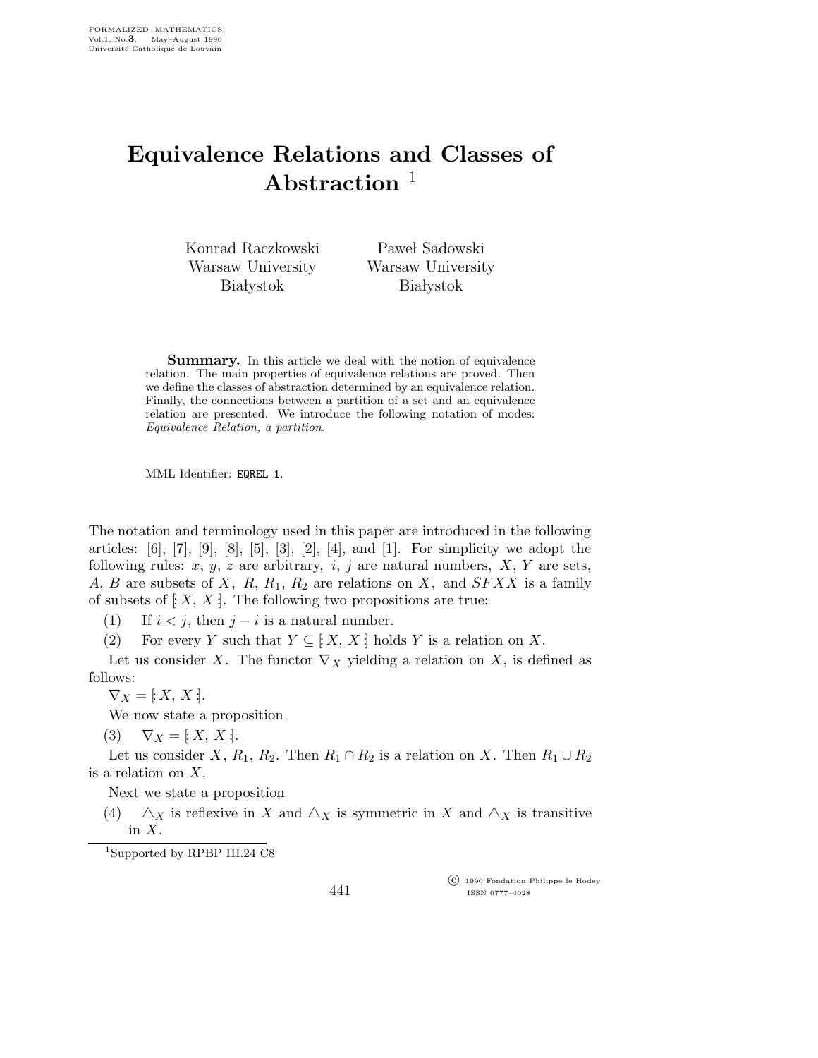# Equivalence Relations and Classes of Abstraction [1]

Konrad Raczkowski
Warsaw University
Białystok

Paweł Sadowski
Warsaw University
Białystok

**Summary.** In this article we deal with the notion of equivalence relation. The main properties of equivalence relations are proved. Then we define the classes of abstraction determined by an equivalence relation. Finally, the connections between a partition of a set and an equivalence relation are presented. We introduce the following notation of modes: *Equivalence Relation, a partition*.

MML Identifier: EQREL_1.

The notation and terminology used in this paper are introduced in the following articles: [6], [7], [9], [8], [5], [3], [2], [4], and [1]. For simplicity we adopt the following rules: $x$, $y$, $z$ are arbitrary, $i$, $j$ are natural numbers, $X$, $Y$ are sets, $A$, $B$ are subsets of $X$, $R$, $R_1$, $R_2$ are relations on $X$, and $SFXX$ is a family of subsets of $[: X, X :]$. The following two propositions are true:

(1) If $i < j$, then $j - i$ is a natural number.

(2) For every $Y$ such that $Y \subseteq [: X, X :]$ holds $Y$ is a relation on $X$.

Let us consider $X$. The functor $\nabla_X$ yielding a relation on $X$, is defined as follows:

$\nabla_X = [: X, X :]$.

We now state a proposition

(3) $\nabla_X = [: X, X :]$.

Let us consider $X$, $R_1$, $R_2$. Then $R_1 \cap R_2$ is a relation on $X$. Then $R_1 \cup R_2$ is a relation on $X$.

Next we state a proposition

(4) $\triangle_X$ is reflexive in $X$ and $\triangle_X$ is symmetric in $X$ and $\triangle_X$ is transitive in $X$.

[1] Supported by RPBP III.24 C8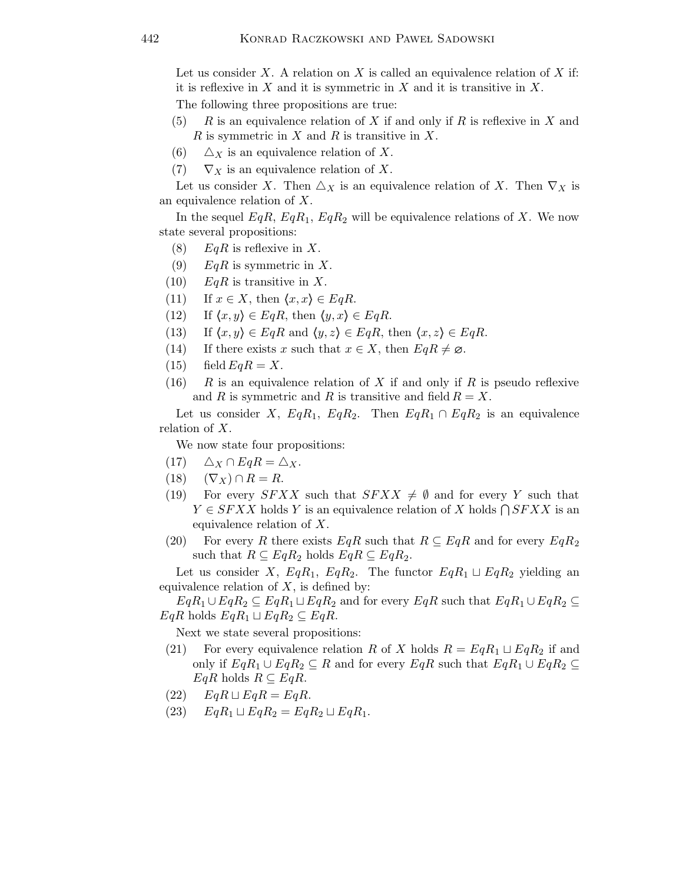Let us consider $X$. A relation on $X$ is called an equivalence relation of $X$ if: it is reflexive in $X$ and it is symmetric in $X$ and it is transitive in $X$.

The following three propositions are true:

(5) $R$ is an equivalence relation of $X$ if and only if $R$ is reflexive in $X$ and $R$ is symmetric in $X$ and $R$ is transitive in $X$.

(6) $\triangle_X$ is an equivalence relation of $X$.

(7) $\nabla_X$ is an equivalence relation of $X$.

Let us consider $X$. Then $\triangle_X$ is an equivalence relation of $X$. Then $\nabla_X$ is an equivalence relation of $X$.

In the sequel $EqR$, $EqR_1$, $EqR_2$ will be equivalence relations of $X$. We now state several propositions:

(8) $EqR$ is reflexive in $X$.

(9) $EqR$ is symmetric in $X$.

(10) $EqR$ is transitive in $X$.

(11) If $x \in X$, then $\langle x, x\rangle \in EqR$.

(12) If $\langle x, y\rangle \in EqR$, then $\langle y, x\rangle \in EqR$.

(13) If $\langle x, y\rangle \in EqR$ and $\langle y, z\rangle \in EqR$, then $\langle x, z\rangle \in EqR$.

(14) If there exists $x$ such that $x \in X$, then $EqR \neq \varnothing$.

(15) $\operatorname{field} EqR = X$.

(16) $R$ is an equivalence relation of $X$ if and only if $R$ is pseudo reflexive and $R$ is symmetric and $R$ is transitive and $\operatorname{field} R = X$.

Let us consider $X$, $EqR_1$, $EqR_2$. Then $EqR_1 \cap EqR_2$ is an equivalence relation of $X$.

We now state four propositions:

(17) $\triangle_X \cap EqR = \triangle_X$.

(18) $(\nabla_X) \cap R = R$.

(19) For every $SFXX$ such that $SFXX \neq \emptyset$ and for every $Y$ such that $Y \in SFXX$ holds $Y$ is an equivalence relation of $X$ holds $\bigcap SFXX$ is an equivalence relation of $X$.

(20) For every $R$ there exists $EqR$ such that $R \subseteq EqR$ and for every $EqR_2$ such that $R \subseteq EqR_2$ holds $EqR \subseteq EqR_2$.

Let us consider $X$, $EqR_1$, $EqR_2$. The functor $EqR_1 \sqcup EqR_2$ yielding an equivalence relation of $X$, is defined by:

$EqR_1 \cup EqR_2 \subseteq EqR_1 \sqcup EqR_2$ and for every $EqR$ such that $EqR_1 \cup EqR_2 \subseteq EqR$ holds $EqR_1 \sqcup EqR_2 \subseteq EqR$.

Next we state several propositions:

(21) For every equivalence relation $R$ of $X$ holds $R = EqR_1 \sqcup EqR_2$ if and only if $EqR_1 \cup EqR_2 \subseteq R$ and for every $EqR$ such that $EqR_1 \cup EqR_2 \subseteq EqR$ holds $R \subseteq EqR$.

(22) $EqR \sqcup EqR = EqR$.

(23) $EqR_1 \sqcup EqR_2 = EqR_2 \sqcup EqR_1$.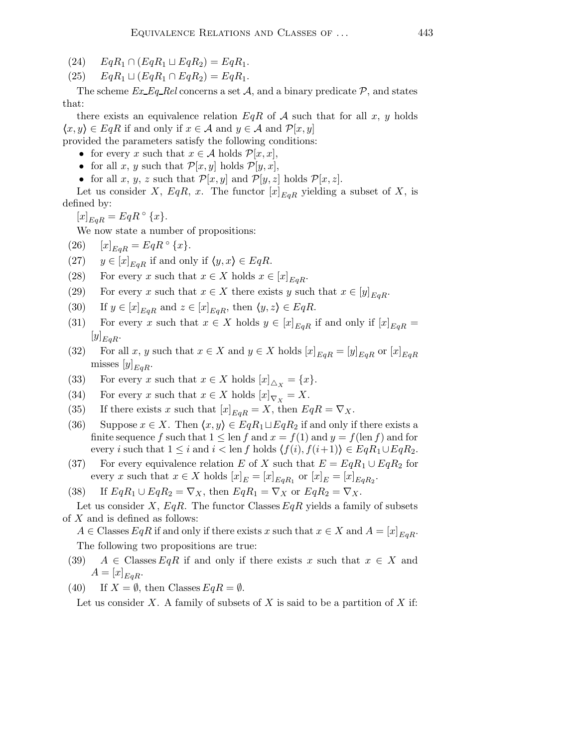(24) $EqR_1 \cap (EqR_1 \sqcup EqR_2) = EqR_1$.

(25) $EqR_1 \sqcup (EqR_1 \cap EqR_2) = EqR_1$.

The scheme *Ex_Eq_Rel* concerns a set $\mathcal{A}$, and a binary predicate $\mathcal{P}$, and states that:

there exists an equivalence relation $EqR$ of $\mathcal{A}$ such that for all $x$, $y$ holds $\langle x, y \rangle \in EqR$ if and only if $x \in \mathcal{A}$ and $y \in \mathcal{A}$ and $\mathcal{P}[x, y]$

provided the parameters satisfy the following conditions:

- for every $x$ such that $x \in \mathcal{A}$ holds $\mathcal{P}[x, x]$,
- for all $x$, $y$ such that $\mathcal{P}[x, y]$ holds $\mathcal{P}[y, x]$,
- for all $x$, $y$, $z$ such that $\mathcal{P}[x, y]$ and $\mathcal{P}[y, z]$ holds $\mathcal{P}[x, z]$.

Let us consider $X$, $EqR$, $x$. The functor $[x]_{EqR}$ yielding a subset of $X$, is defined by:

$[x]_{EqR} = EqR \circ \{x\}$.

We now state a number of propositions:

(26) $[x]_{EqR} = EqR \circ \{x\}$.

(27) $y \in [x]_{EqR}$ if and only if $\langle y, x \rangle \in EqR$.

(28) For every $x$ such that $x \in X$ holds $x \in [x]_{EqR}$.

(29) For every $x$ such that $x \in X$ there exists $y$ such that $x \in [y]_{EqR}$.

(30) If $y \in [x]_{EqR}$ and $z \in [x]_{EqR}$, then $\langle y, z \rangle \in EqR$.

(31) For every $x$ such that $x \in X$ holds $y \in [x]_{EqR}$ if and only if $[x]_{EqR} = [y]_{EqR}$.

(32) For all $x$, $y$ such that $x \in X$ and $y \in X$ holds $[x]_{EqR} = [y]_{EqR}$ or $[x]_{EqR}$ misses $[y]_{EqR}$.

(33) For every $x$ such that $x \in X$ holds $[x]_{\triangle_X} = \{x\}$.

(34) For every $x$ such that $x \in X$ holds $[x]_{\nabla_X} = X$.

(35) If there exists $x$ such that $[x]_{EqR} = X$, then $EqR = \nabla_X$.

(36) Suppose $x \in X$. Then $\langle x, y \rangle \in EqR_1 \sqcup EqR_2$ if and only if there exists a finite sequence $f$ such that $1 \leq \operatorname{len} f$ and $x = f(1)$ and $y = f(\operatorname{len} f)$ and for every $i$ such that $1 \leq i$ and $i < \operatorname{len} f$ holds $\langle f(i), f(i+1) \rangle \in EqR_1 \cup EqR_2$.

(37) For every equivalence relation $E$ of $X$ such that $E = EqR_1 \cup EqR_2$ for every $x$ such that $x \in X$ holds $[x]_E = [x]_{EqR_1}$ or $[x]_E = [x]_{EqR_2}$.

(38) If $EqR_1 \cup EqR_2 = \nabla_X$, then $EqR_1 = \nabla_X$ or $EqR_2 = \nabla_X$.

Let us consider $X$, $EqR$. The functor $\operatorname{Classes} EqR$ yields a family of subsets of $X$ and is defined as follows:

$A \in \operatorname{Classes} EqR$ if and only if there exists $x$ such that $x \in X$ and $A = [x]_{EqR}$.

The following two propositions are true:

(39) $A \in \operatorname{Classes} EqR$ if and only if there exists $x$ such that $x \in X$ and $A = [x]_{EqR}$.

(40) If $X = \emptyset$, then $\operatorname{Classes} EqR = \emptyset$.

Let us consider $X$. A family of subsets of $X$ is said to be a partition of $X$ if: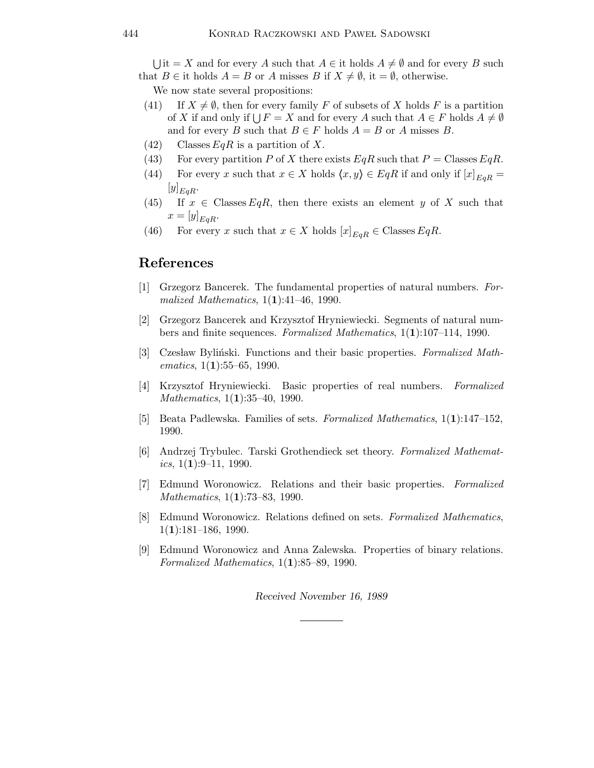$\bigcup$it $= X$ and for every $A$ such that $A \in$ it holds $A \neq \emptyset$ and for every $B$ such that $B \in$ it holds $A = B$ or $A$ misses $B$ if $X \neq \emptyset$, it $= \emptyset$, otherwise.

We now state several propositions:

(41) If $X \neq \emptyset$, then for every family $F$ of subsets of $X$ holds $F$ is a partition of $X$ if and only if $\bigcup F = X$ and for every $A$ such that $A \in F$ holds $A \neq \emptyset$ and for every $B$ such that $B \in F$ holds $A = B$ or $A$ misses $B$.

(42) Classes $EqR$ is a partition of $X$.

(43) For every partition $P$ of $X$ there exists $EqR$ such that $P =$ Classes $EqR$.

(44) For every $x$ such that $x \in X$ holds $\langle x, y \rangle \in EqR$ if and only if $[x]_{EqR} = [y]_{EqR}$.

(45) If $x \in$ Classes $EqR$, then there exists an element $y$ of $X$ such that $x = [y]_{EqR}$.

(46) For every $x$ such that $x \in X$ holds $[x]_{EqR} \in$ Classes $EqR$.

## References

[1] Grzegorz Bancerek. The fundamental properties of natural numbers. *Formalized Mathematics*, 1(**1**):41–46, 1990.

[2] Grzegorz Bancerek and Krzysztof Hryniewiecki. Segments of natural numbers and finite sequences. *Formalized Mathematics*, 1(**1**):107–114, 1990.

[3] Czesław Byliński. Functions and their basic properties. *Formalized Mathematics*, 1(**1**):55–65, 1990.

[4] Krzysztof Hryniewiecki. Basic properties of real numbers. *Formalized Mathematics*, 1(**1**):35–40, 1990.

[5] Beata Padlewska. Families of sets. *Formalized Mathematics*, 1(**1**):147–152, 1990.

[6] Andrzej Trybulec. Tarski Grothendieck set theory. *Formalized Mathematics*, 1(**1**):9–11, 1990.

[7] Edmund Woronowicz. Relations and their basic properties. *Formalized Mathematics*, 1(**1**):73–83, 1990.

[8] Edmund Woronowicz. Relations defined on sets. *Formalized Mathematics*, 1(**1**):181–186, 1990.

[9] Edmund Woronowicz and Anna Zalewska. Properties of binary relations. *Formalized Mathematics*, 1(**1**):85–89, 1990.

*Received November 16, 1989*